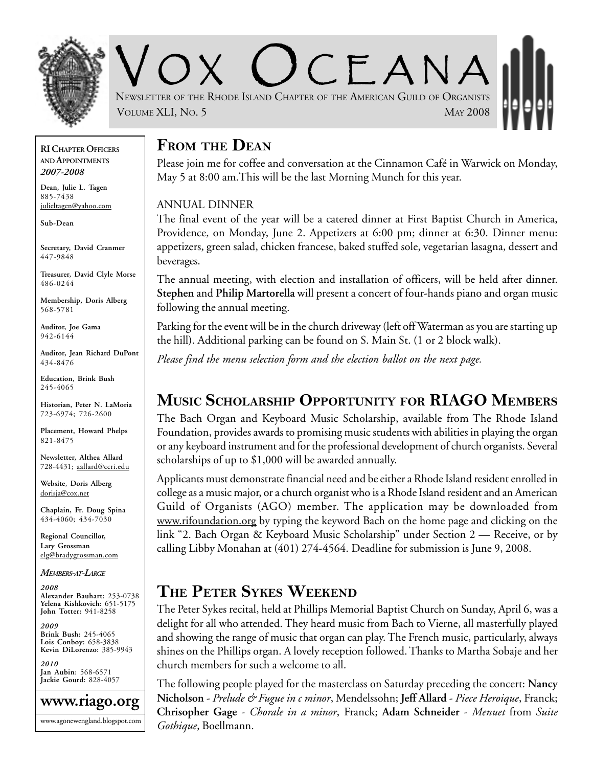# Vox Oceana

Newsletter of the Rhode Island Chapter of the American Guild of Organists

Volume XLI, No. 5 — May 2008

**RI Chapter Officers and Appointments**
***2007-2008***

**Dean, Julie L. Tagen**
885-7438
julieltagen@yahoo.com

**Sub-Dean**

**Secretary, David Cranmer**
447-9848

**Treasurer, David Clyle Morse**
486-0244

**Membership, Doris Alberg**
568-5781

**Auditor, Joe Gama**
942-6144

**Auditor, Jean Richard DuPont**
434-8476

**Education, Brink Bush**
245-4065

**Historian, Peter N. LaMoria**
723-6974; 726-2600

**Placement, Howard Phelps**
821-8475

**Newsletter, Althea Allard**
728-4431; aallard@ccri.edu

**Website, Doris Alberg**
dorisja@cox.net

**Chaplain, Fr. Doug Spina**
434-4060; 434-7030

**Regional Councillor, Lary Grossman**
elg@bradygrossman.com

***Members-at-Large***

***2008***
**Alexander Bauhart:** 253-0738
**Yelena Kishkovich:** 651-5175
**John Totter:** 941-8258

***2009***
**Brink Bush:** 245-4065
**Lois Conboy:** 658-3838
**Kevin DiLorenzo:** 385-9943

***2010***
**Jan Aubin:** 568-6571
**Jackie Gourd:** 828-4057

**www.riago.org**

www.agonewengland.blogspot.com

## From the Dean

Please join me for coffee and conversation at the Cinnamon Café in Warwick on Monday, May 5 at 8:00 am. This will be the last Morning Munch for this year.

### ANNUAL DINNER

The final event of the year will be a catered dinner at First Baptist Church in America, Providence, on Monday, June 2. Appetizers at 6:00 pm; dinner at 6:30. Dinner menu: appetizers, green salad, chicken francese, baked stuffed sole, vegetarian lasagna, dessert and beverages.

The annual meeting, with election and installation of officers, will be held after dinner. **Stephen** and **Philip Martorella** will present a concert of four-hands piano and organ music following the annual meeting.

Parking for the event will be in the church driveway (left off Waterman as you are starting up the hill). Additional parking can be found on S. Main St. (1 or 2 block walk).

*Please find the menu selection form and the election ballot on the next page.*

## Music Scholarship Opportunity for RIAGO Members

The Bach Organ and Keyboard Music Scholarship, available from The Rhode Island Foundation, provides awards to promising music students with abilities in playing the organ or any keyboard instrument and for the professional development of church organists. Several scholarships of up to $1,000 will be awarded annually.

Applicants must demonstrate financial need and be either a Rhode Island resident enrolled in college as a music major, or a church organist who is a Rhode Island resident and an American Guild of Organists (AGO) member. The application may be downloaded from www.rifoundation.org by typing the keyword Bach on the home page and clicking on the link "2. Bach Organ & Keyboard Music Scholarship" under Section 2 — Receive, or by calling Libby Monahan at (401) 274-4564. Deadline for submission is June 9, 2008.

## The Peter Sykes Weekend

The Peter Sykes recital, held at Phillips Memorial Baptist Church on Sunday, April 6, was a delight for all who attended. They heard music from Bach to Vierne, all masterfully played and showing the range of music that organ can play. The French music, particularly, always shines on the Phillips organ. A lovely reception followed. Thanks to Martha Sobaje and her church members for such a welcome to all.

The following people played for the masterclass on Saturday preceding the concert: **Nancy Nicholson** - *Prelude & Fugue in c minor*, Mendelssohn; **Jeff Allard** - *Piece Heroique*, Franck; **Chrisopher Gage** - *Chorale in a minor*, Franck; **Adam Schneider** - *Menuet* from *Suite Gothique*, Boellmann.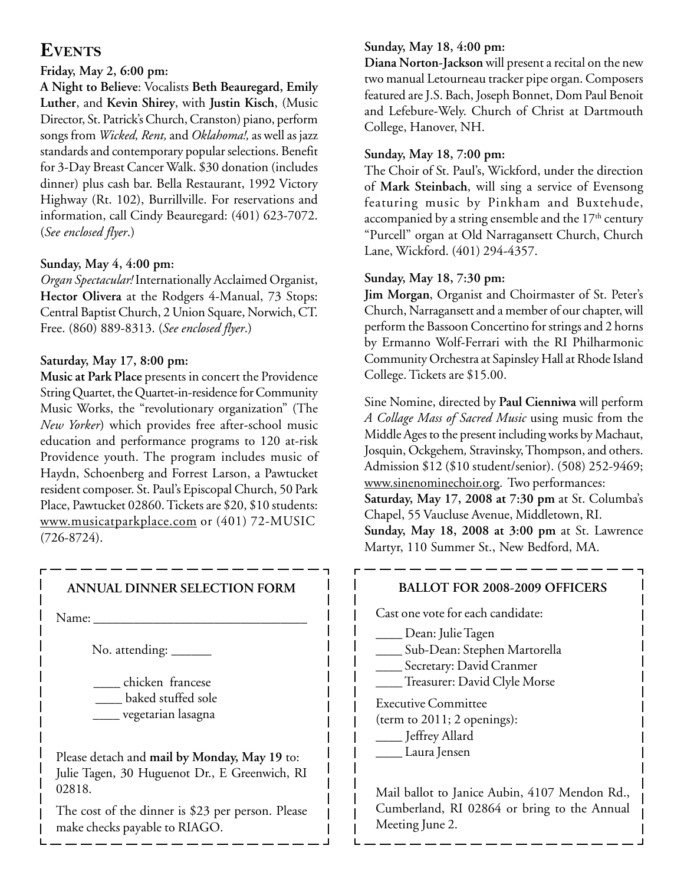## Events

**Friday, May 2, 6:00 pm:**
**A Night to Believe**: Vocalists **Beth Beauregard, Emily Luther**, and **Kevin Shirey**, with **Justin Kisch**, (Music Director, St. Patrick's Church, Cranston) piano, perform songs from *Wicked, Rent,* and *Oklahoma!,* as well as jazz standards and contemporary popular selections. Benefit for 3-Day Breast Cancer Walk. $30 donation (includes dinner) plus cash bar. Bella Restaurant, 1992 Victory Highway (Rt. 102), Burrillville. For reservations and information, call Cindy Beauregard: (401) 623-7072. (*See enclosed flyer*.)

**Sunday, May 4, 4:00 pm:**
*Organ Spectacular!* Internationally Acclaimed Organist, **Hector Olivera** at the Rodgers 4-Manual, 73 Stops: Central Baptist Church, 2 Union Square, Norwich, CT. Free. (860) 889-8313. (*See enclosed flyer*.)

**Saturday, May 17, 8:00 pm:**
**Music at Park Place** presents in concert the Providence String Quartet, the Quartet-in-residence for Community Music Works, the "revolutionary organization" (The *New Yorker*) which provides free after-school music education and performance programs to 120 at-risk Providence youth. The program includes music of Haydn, Schoenberg and Forrest Larson, a Pawtucket resident composer. St. Paul's Episcopal Church, 50 Park Place, Pawtucket 02860. Tickets are $20, $10 students: www.musicatparkplace.com or (401) 72-MUSIC (726-8724).

**Sunday, May 18, 4:00 pm:**
**Diana Norton-Jackson** will present a recital on the new two manual Letourneau tracker pipe organ. Composers featured are J.S. Bach, Joseph Bonnet, Dom Paul Benoit and Lefebure-Wely. Church of Christ at Dartmouth College, Hanover, NH.

**Sunday, May 18, 7:00 pm:**
The Choir of St. Paul's, Wickford, under the direction of **Mark Steinbach**, will sing a service of Evensong featuring music by Pinkham and Buxtehude, accompanied by a string ensemble and the 17th century "Purcell" organ at Old Narragansett Church, Church Lane, Wickford. (401) 294-4357.

**Sunday, May 18, 7:30 pm:**
**Jim Morgan**, Organist and Choirmaster of St. Peter's Church, Narragansett and a member of our chapter, will perform the Bassoon Concertino for strings and 2 horns by Ermanno Wolf-Ferrari with the RI Philharmonic Community Orchestra at Sapinsley Hall at Rhode Island College. Tickets are $15.00.

Sine Nomine, directed by **Paul Cienniwa** will perform *A Collage Mass of Sacred Music* using music from the Middle Ages to the present including works by Machaut, Josquin, Ockgehem, Stravinsky, Thompson, and others. Admission $12 ($10 student/senior). (508) 252-9469; www.sinenominechoir.org. Two performances:
**Saturday, May 17, 2008 at 7:30 pm** at St. Columba's Chapel, 55 Vaucluse Avenue, Middletown, RI.
**Sunday, May 18, 2008 at 3:00 pm** at St. Lawrence Martyr, 110 Summer St., New Bedford, MA.

---

### ANNUAL DINNER SELECTION FORM

Name: ______________________________

No. attending: ______

____ chicken francese
____ baked stuffed sole
____ vegetarian lasagna

Please detach and **mail by Monday, May 19** to: Julie Tagen, 30 Huguenot Dr., E Greenwich, RI 02818.

The cost of the dinner is $23 per person. Please make checks payable to RIAGO.

---

### BALLOT FOR 2008-2009 OFFICERS

Cast one vote for each candidate:

____ Dean: Julie Tagen
____ Sub-Dean: Stephen Martorella
____ Secretary: David Cranmer
____ Treasurer: David Clyle Morse

Executive Committee
(term to 2011; 2 openings):
____ Jeffrey Allard
____ Laura Jensen

Mail ballot to Janice Aubin, 4107 Mendon Rd., Cumberland, RI 02864 or bring to the Annual Meeting June 2.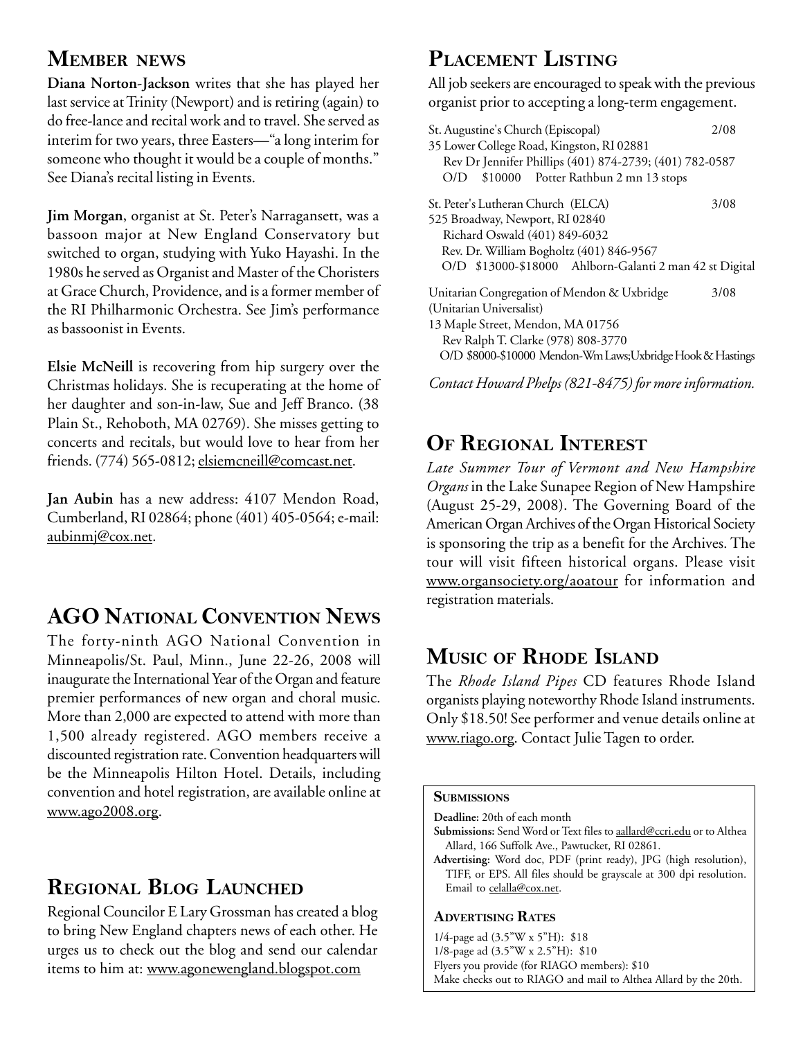## Member news

**Diana Norton-Jackson** writes that she has played her last service at Trinity (Newport) and is retiring (again) to do free-lance and recital work and to travel. She served as interim for two years, three Easters—"a long interim for someone who thought it would be a couple of months." See Diana's recital listing in Events.

**Jim Morgan**, organist at St. Peter's Narragansett, was a bassoon major at New England Conservatory but switched to organ, studying with Yuko Hayashi. In the 1980s he served as Organist and Master of the Choristers at Grace Church, Providence, and is a former member of the RI Philharmonic Orchestra. See Jim's performance as bassoonist in Events.

**Elsie McNeill** is recovering from hip surgery over the Christmas holidays. She is recuperating at the home of her daughter and son-in-law, Sue and Jeff Branco. (38 Plain St., Rehoboth, MA 02769). She misses getting to concerts and recitals, but would love to hear from her friends. (774) 565-0812; elsiemcneill@comcast.net.

**Jan Aubin** has a new address: 4107 Mendon Road, Cumberland, RI 02864; phone (401) 405-0564; e-mail: aubinmj@cox.net.

## AGO National Convention News

The forty-ninth AGO National Convention in Minneapolis/St. Paul, Minn., June 22-26, 2008 will inaugurate the International Year of the Organ and feature premier performances of new organ and choral music. More than 2,000 are expected to attend with more than 1,500 already registered. AGO members receive a discounted registration rate. Convention headquarters will be the Minneapolis Hilton Hotel. Details, including convention and hotel registration, are available online at www.ago2008.org.

## Regional Blog Launched

Regional Councilor E Lary Grossman has created a blog to bring New England chapters news of each other. He urges us to check out the blog and send our calendar items to him at: www.agonewengland.blogspot.com

## Placement Listing

All job seekers are encouraged to speak with the previous organist prior to accepting a long-term engagement.

St. Augustine's Church (Episcopal) 2/08
35 Lower College Road, Kingston, RI 02881
Rev Dr Jennifer Phillips (401) 874-2739; (401) 782-0587
O/D $10000 Potter Rathbun 2 mn 13 stops

St. Peter's Lutheran Church (ELCA) 3/08
525 Broadway, Newport, RI 02840
Richard Oswald (401) 849-6032
Rev. Dr. William Bogholtz (401) 846-9567
O/D $13000-$18000 Ahlborn-Galanti 2 man 42 st Digital

Unitarian Congregation of Mendon & Uxbridge 3/08
(Unitarian Universalist)
13 Maple Street, Mendon, MA 01756
Rev Ralph T. Clarke (978) 808-3770
O/D $8000-$10000 Mendon-Wm Laws;Uxbridge Hook & Hastings

*Contact Howard Phelps (821-8475) for more information.*

## Of Regional Interest

*Late Summer Tour of Vermont and New Hampshire Organs* in the Lake Sunapee Region of New Hampshire (August 25-29, 2008). The Governing Board of the American Organ Archives of the Organ Historical Society is sponsoring the trip as a benefit for the Archives. The tour will visit fifteen historical organs. Please visit www.organsociety.org/aoatour for information and registration materials.

## Music of Rhode Island

The *Rhode Island Pipes* CD features Rhode Island organists playing noteworthy Rhode Island instruments. Only $18.50! See performer and venue details online at www.riago.org. Contact Julie Tagen to order.

### Submissions

**Deadline:** 20th of each month
**Submissions:** Send Word or Text files to aallard@ccri.edu or to Althea Allard, 166 Suffolk Ave., Pawtucket, RI 02861.
**Advertising:** Word doc, PDF (print ready), JPG (high resolution), TIFF, or EPS. All files should be grayscale at 300 dpi resolution. Email to celalla@cox.net.

### Advertising Rates

1/4-page ad (3.5"W x 5"H): $18
1/8-page ad (3.5"W x 2.5"H): $10
Flyers you provide (for RIAGO members): $10
Make checks out to RIAGO and mail to Althea Allard by the 20th.